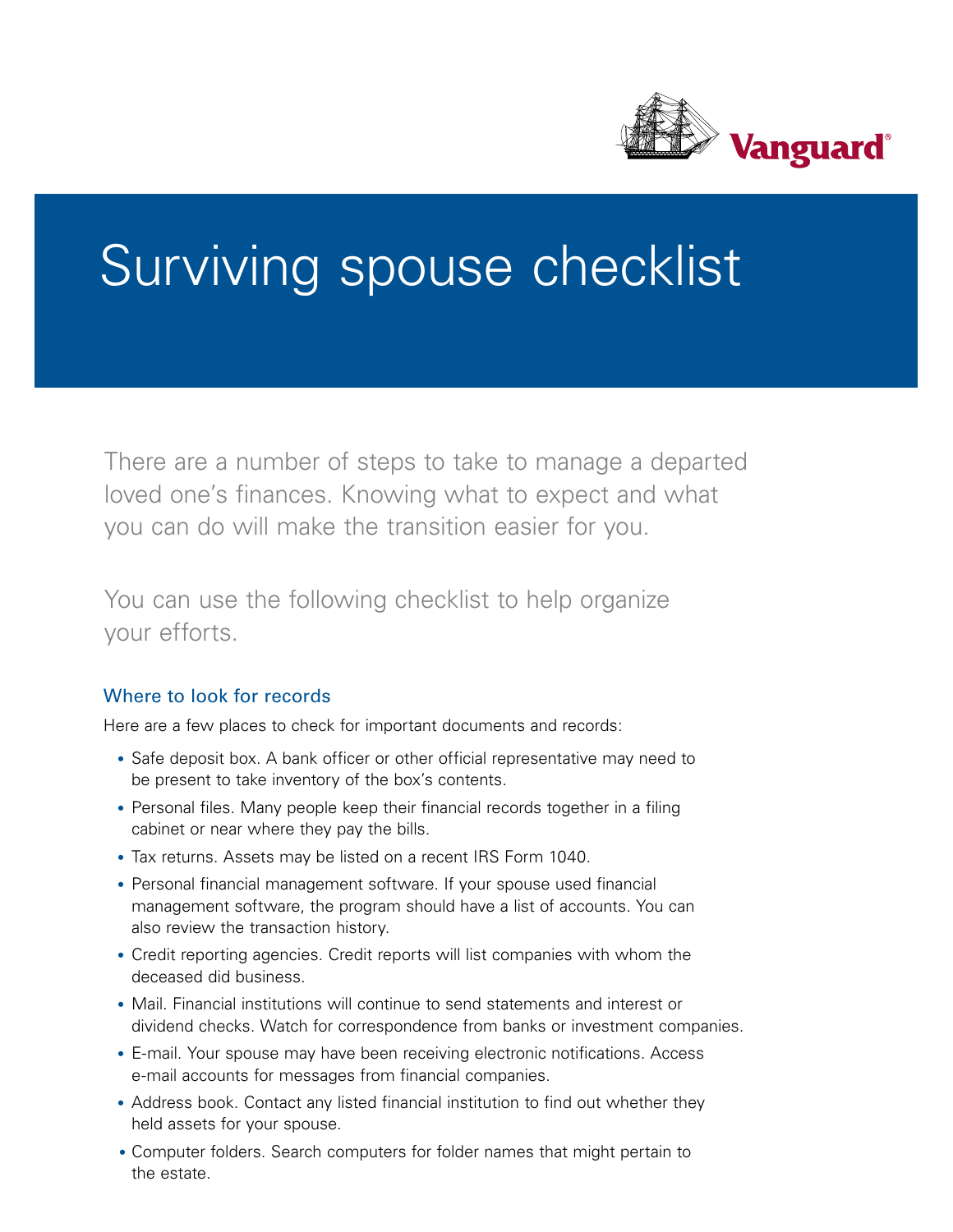# Surviving spouse checklist

There are a number of steps to take to manage a departed loved one's finances. Knowing what to expect and what you can do will make the transition easier for you.

You can use the following checklist to help organize your efforts.

## Where to look for records

Here are a few places to check for important documents and records:

- Safe deposit box. A bank officer or other official representative may need to be present to take inventory of the box's contents.
- Personal files. Many people keep their financial records together in a filing cabinet or near where they pay the bills.
- Tax returns. Assets may be listed on a recent IRS Form 1040.
- Personal financial management software. If your spouse used financial management software, the program should have a list of accounts. You can also review the transaction history.
- Credit reporting agencies. Credit reports will list companies with whom the deceased did business.
- Mail. Financial institutions will continue to send statements and interest or dividend checks. Watch for correspondence from banks or investment companies.
- E-mail. Your spouse may have been receiving electronic notifications. Access e-mail accounts for messages from financial companies.
- Address book. Contact any listed financial institution to find out whether they held assets for your spouse.
- Computer folders. Search computers for folder names that might pertain to the estate.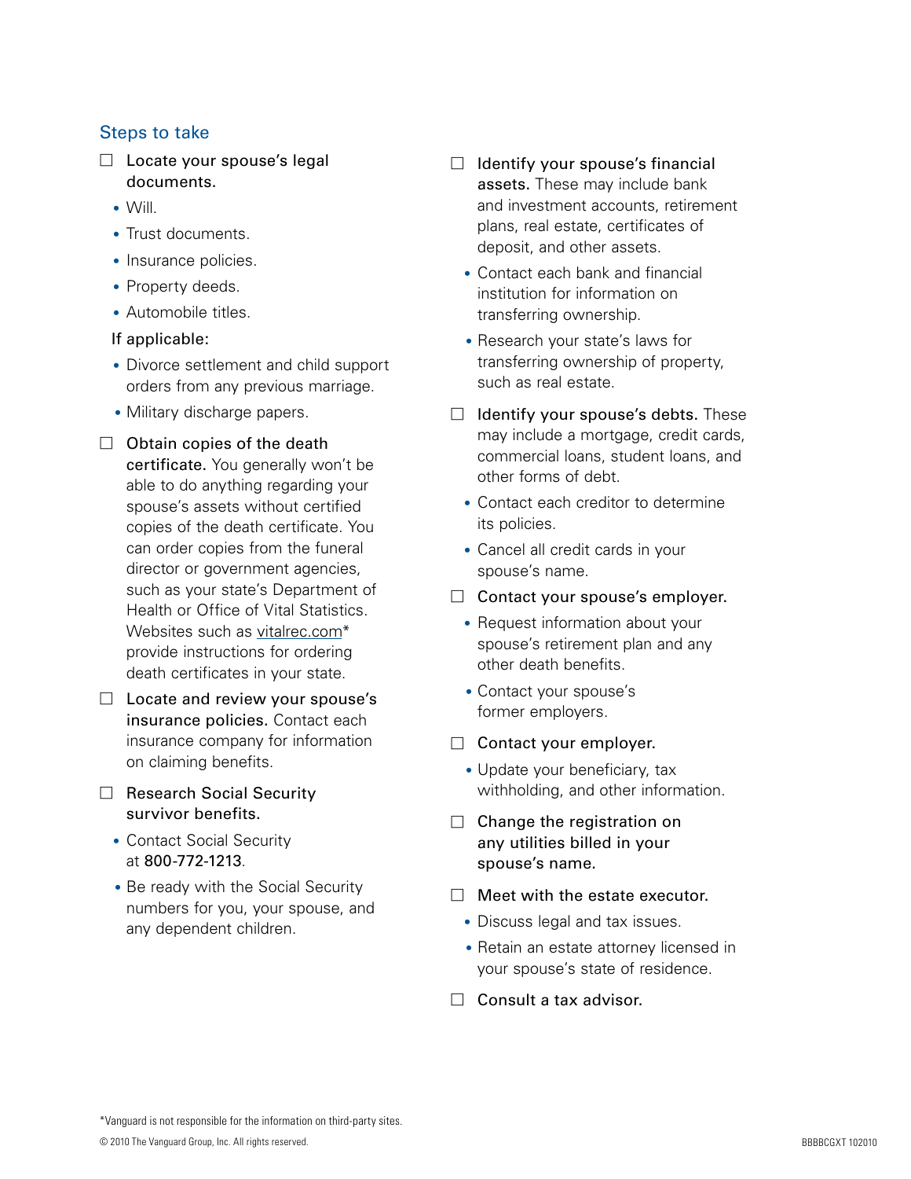## Steps to take

- ☐ **Locate your spouse's legal documents.**
  - Will.
  - Trust documents.
  - Insurance policies.
  - Property deeds.
  - Automobile titles.

  If applicable:
  - Divorce settlement and child support orders from any previous marriage.
  - Military discharge papers.

- ☐ **Obtain copies of the death certificate.** You generally won't be able to do anything regarding your spouse's assets without certified copies of the death certificate. You can order copies from the funeral director or government agencies, such as your state's Department of Health or Office of Vital Statistics. Websites such as vitalrec.com* provide instructions for ordering death certificates in your state.

- ☐ **Locate and review your spouse's insurance policies.** Contact each insurance company for information on claiming benefits.

- ☐ **Research Social Security survivor benefits.**
  - Contact Social Security at 800-772-1213.
  - Be ready with the Social Security numbers for you, your spouse, and any dependent children.

- ☐ **Identify your spouse's financial assets.** These may include bank and investment accounts, retirement plans, real estate, certificates of deposit, and other assets.
  - Contact each bank and financial institution for information on transferring ownership.
  - Research your state's laws for transferring ownership of property, such as real estate.

- ☐ **Identify your spouse's debts.** These may include a mortgage, credit cards, commercial loans, student loans, and other forms of debt.
  - Contact each creditor to determine its policies.
  - Cancel all credit cards in your spouse's name.

- ☐ **Contact your spouse's employer.**
  - Request information about your spouse's retirement plan and any other death benefits.
  - Contact your spouse's former employers.

- ☐ **Contact your employer.**
  - Update your beneficiary, tax withholding, and other information.

- ☐ **Change the registration on any utilities billed in your spouse's name.**

- ☐ **Meet with the estate executor.**
  - Discuss legal and tax issues.
  - Retain an estate attorney licensed in your spouse's state of residence.

- ☐ **Consult a tax advisor.**

*Vanguard is not responsible for the information on third-party sites.

© 2010 The Vanguard Group, Inc. All rights reserved.

BBBBCGXT 102010